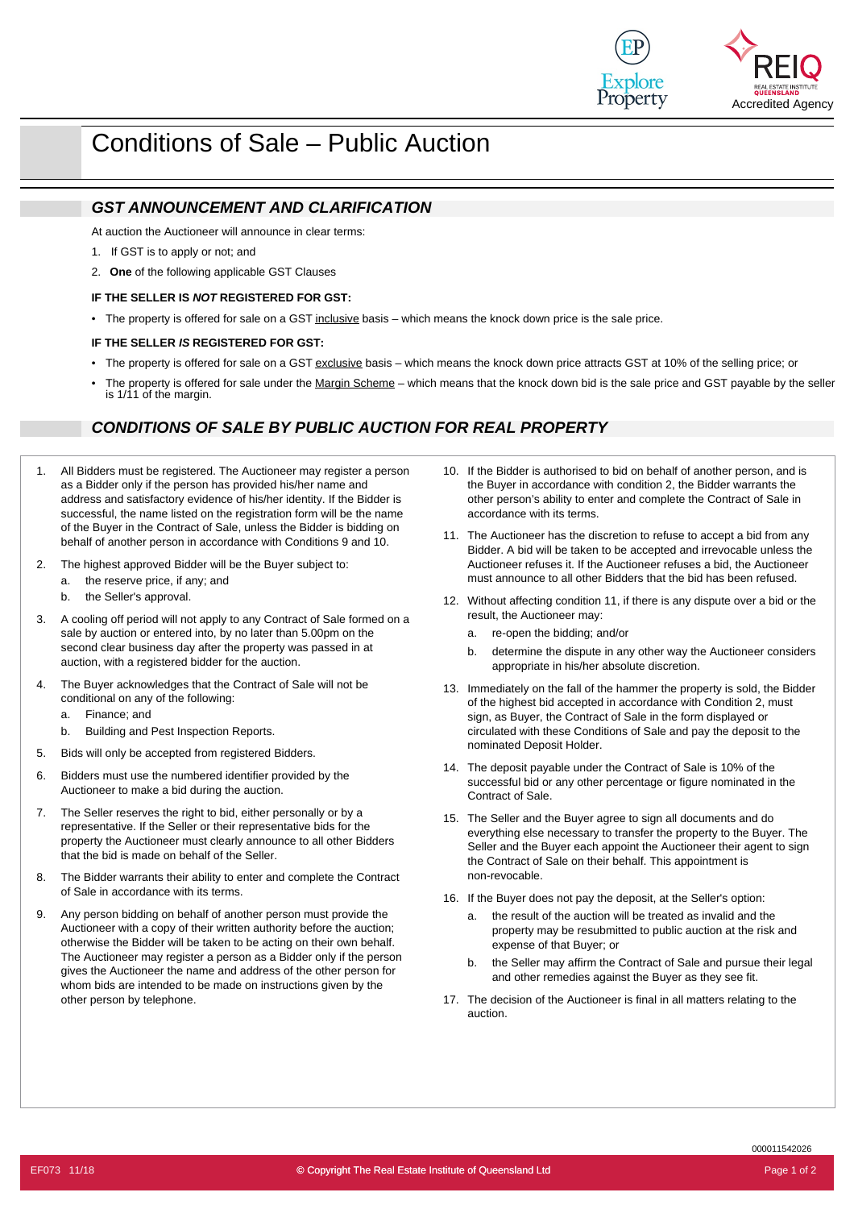# Conditions of Sale – Public Auction

## *GST ANNOUNCEMENT AND CLARIFICATION*

At auction the Auctioneer will announce in clear terms:

1. If GST is to apply or not; and
2. **One** of the following applicable GST Clauses

**IF THE SELLER IS *NOT* REGISTERED FOR GST:**

- The property is offered for sale on a GST <u>inclusive</u> basis – which means the knock down price is the sale price.

**IF THE SELLER *IS* REGISTERED FOR GST:**

- The property is offered for sale on a GST <u>exclusive</u> basis – which means the knock down price attracts GST at 10% of the selling price; or
- The property is offered for sale under the <u>Margin Scheme</u> – which means that the knock down bid is the sale price and GST payable by the seller is 1/11 of the margin.

## *CONDITIONS OF SALE BY PUBLIC AUCTION FOR REAL PROPERTY*

1. All Bidders must be registered. The Auctioneer may register a person as a Bidder only if the person has provided his/her name and address and satisfactory evidence of his/her identity. If the Bidder is successful, the name listed on the registration form will be the name of the Buyer in the Contract of Sale, unless the Bidder is bidding on behalf of another person in accordance with Conditions 9 and 10.
2. The highest approved Bidder will be the Buyer subject to:
   a. the reserve price, if any; and
   b. the Seller's approval.
3. A cooling off period will not apply to any Contract of Sale formed on a sale by auction or entered into, by no later than 5.00pm on the second clear business day after the property was passed in at auction, with a registered bidder for the auction.
4. The Buyer acknowledges that the Contract of Sale will not be conditional on any of the following:
   a. Finance; and
   b. Building and Pest Inspection Reports.
5. Bids will only be accepted from registered Bidders.
6. Bidders must use the numbered identifier provided by the Auctioneer to make a bid during the auction.
7. The Seller reserves the right to bid, either personally or by a representative. If the Seller or their representative bids for the property the Auctioneer must clearly announce to all other Bidders that the bid is made on behalf of the Seller.
8. The Bidder warrants their ability to enter and complete the Contract of Sale in accordance with its terms.
9. Any person bidding on behalf of another person must provide the Auctioneer with a copy of their written authority before the auction; otherwise the Bidder will be taken to be acting on their own behalf. The Auctioneer may register a person as a Bidder only if the person gives the Auctioneer the name and address of the other person for whom bids are intended to be made on instructions given by the other person by telephone.
10. If the Bidder is authorised to bid on behalf of another person, and is the Buyer in accordance with condition 2, the Bidder warrants the other person's ability to enter and complete the Contract of Sale in accordance with its terms.
11. The Auctioneer has the discretion to refuse to accept a bid from any Bidder. A bid will be taken to be accepted and irrevocable unless the Auctioneer refuses it. If the Auctioneer refuses a bid, the Auctioneer must announce to all other Bidders that the bid has been refused.
12. Without affecting condition 11, if there is any dispute over a bid or the result, the Auctioneer may:
    a. re-open the bidding; and/or
    b. determine the dispute in any other way the Auctioneer considers appropriate in his/her absolute discretion.
13. Immediately on the fall of the hammer the property is sold, the Bidder of the highest bid accepted in accordance with Condition 2, must sign, as Buyer, the Contract of Sale in the form displayed or circulated with these Conditions of Sale and pay the deposit to the nominated Deposit Holder.
14. The deposit payable under the Contract of Sale is 10% of the successful bid or any other percentage or figure nominated in the Contract of Sale.
15. The Seller and the Buyer agree to sign all documents and do everything else necessary to transfer the property to the Buyer. The Seller and the Buyer each appoint the Auctioneer their agent to sign the Contract of Sale on their behalf. This appointment is non-revocable.
16. If the Buyer does not pay the deposit, at the Seller's option:
    a. the result of the auction will be treated as invalid and the property may be resubmitted to public auction at the risk and expense of that Buyer; or
    b. the Seller may affirm the Contract of Sale and pursue their legal and other remedies against the Buyer as they see fit.
17. The decision of the Auctioneer is final in all matters relating to the auction.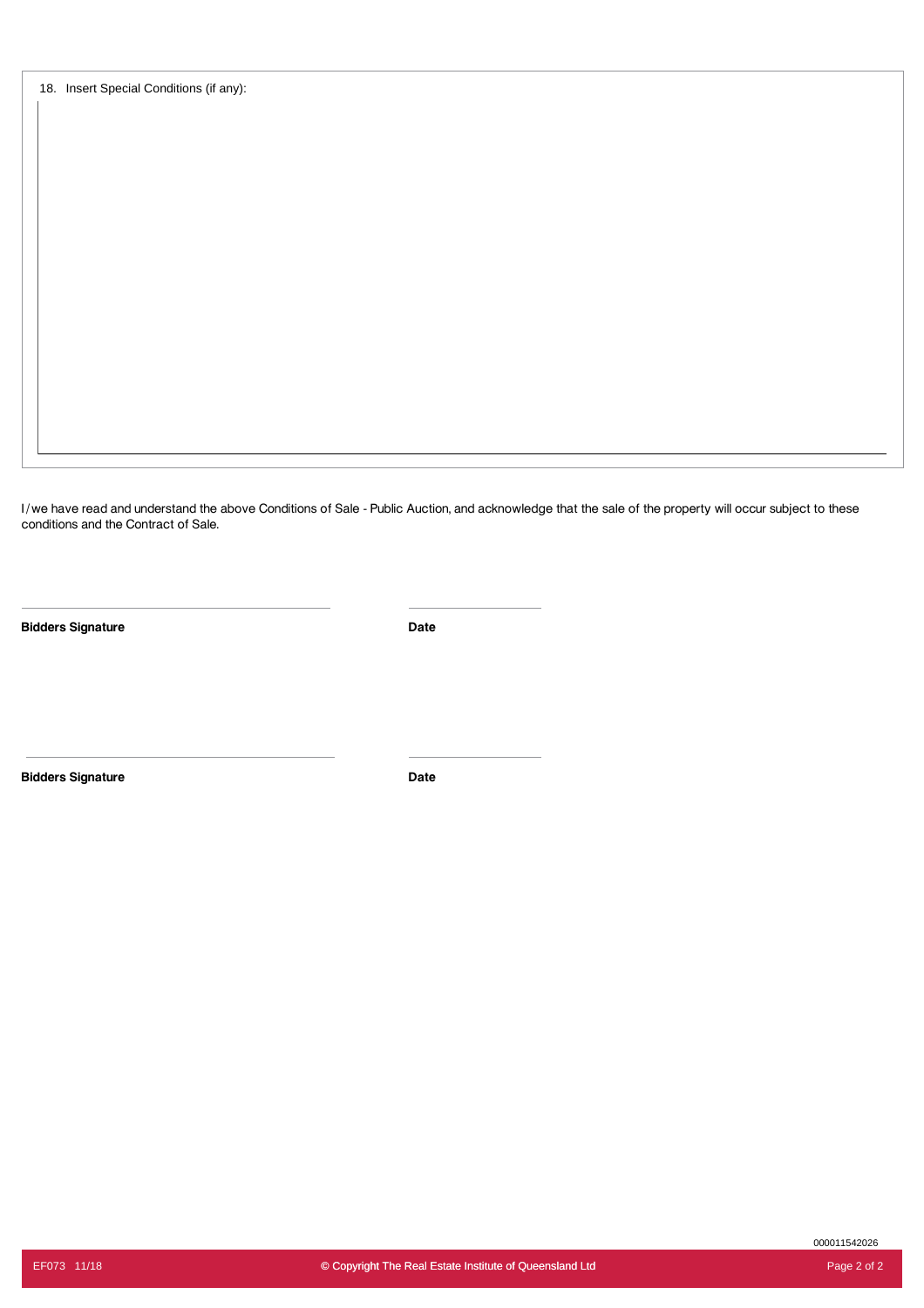18. Insert Special Conditions (if any):

I/we have read and understand the above Conditions of Sale - Public Auction, and acknowledge that the sale of the property will occur subject to these conditions and the Contract of Sale.

**Bidders Signature** **Date**

**Bidders Signature** **Date**

000011542026

EF073 11/18 © Copyright The Real Estate Institute of Queensland Ltd